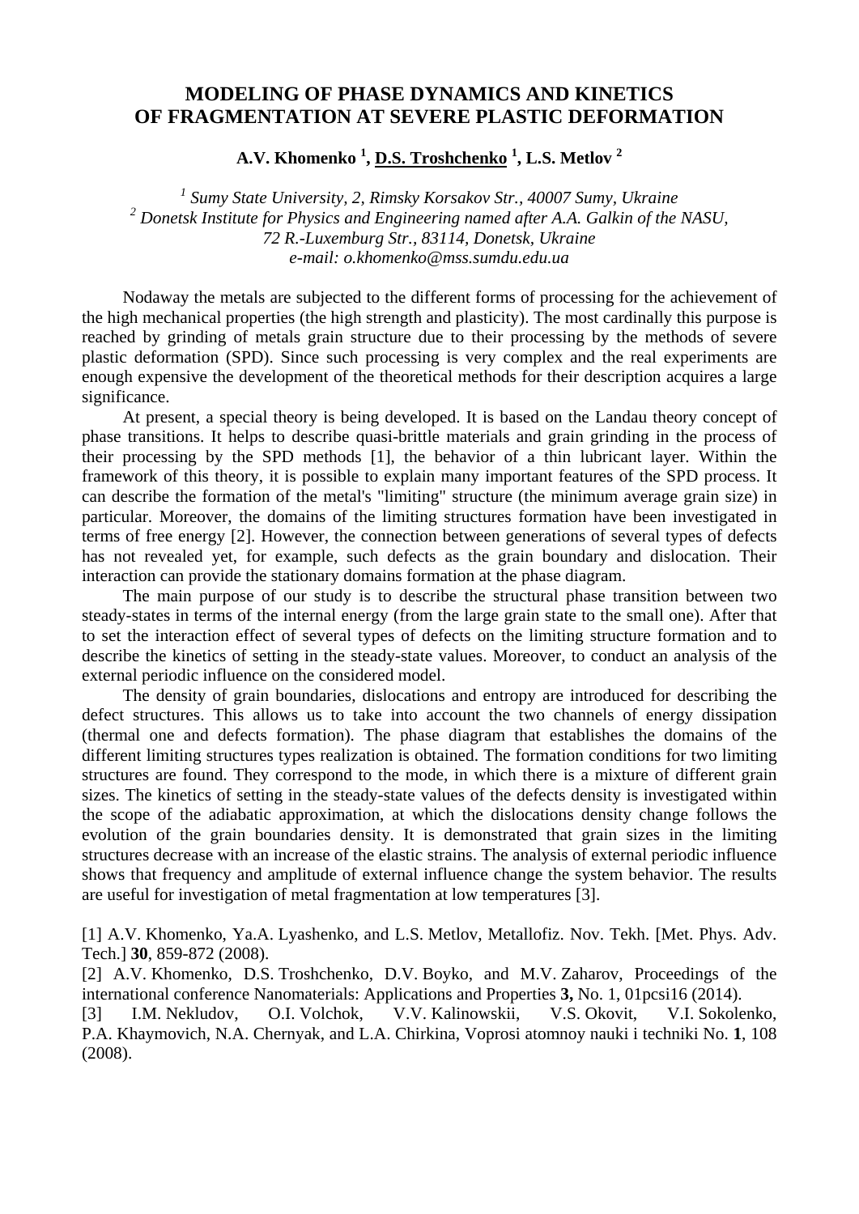# MODELING OF PHASE DYNAMICS AND KINETICS OF FRAGMENTATION AT SEVERE PLASTIC DEFORMATION

**A.V. Khomenko [1], D.S. Troshchenko [1], L.S. Metlov [2]**

*[1] Sumy State University, 2, Rimsky Korsakov Str., 40007 Sumy, Ukraine*
*[2] Donetsk Institute for Physics and Engineering named after A.A. Galkin of the NASU, 72 R.-Luxemburg Str., 83114, Donetsk, Ukraine*
*e-mail: o.khomenko@mss.sumdu.edu.ua*

Nodaway the metals are subjected to the different forms of processing for the achievement of the high mechanical properties (the high strength and plasticity). The most cardinally this purpose is reached by grinding of metals grain structure due to their processing by the methods of severe plastic deformation (SPD). Since such processing is very complex and the real experiments are enough expensive the development of the theoretical methods for their description acquires a large significance.

At present, a special theory is being developed. It is based on the Landau theory concept of phase transitions. It helps to describe quasi-brittle materials and grain grinding in the process of their processing by the SPD methods [1], the behavior of a thin lubricant layer. Within the framework of this theory, it is possible to explain many important features of the SPD process. It can describe the formation of the metal's "limiting" structure (the minimum average grain size) in particular. Moreover, the domains of the limiting structures formation have been investigated in terms of free energy [2]. However, the connection between generations of several types of defects has not revealed yet, for example, such defects as the grain boundary and dislocation. Their interaction can provide the stationary domains formation at the phase diagram.

The main purpose of our study is to describe the structural phase transition between two steady-states in terms of the internal energy (from the large grain state to the small one). After that to set the interaction effect of several types of defects on the limiting structure formation and to describe the kinetics of setting in the steady-state values. Moreover, to conduct an analysis of the external periodic influence on the considered model.

The density of grain boundaries, dislocations and entropy are introduced for describing the defect structures. This allows us to take into account the two channels of energy dissipation (thermal one and defects formation). The phase diagram that establishes the domains of the different limiting structures types realization is obtained. The formation conditions for two limiting structures are found. They correspond to the mode, in which there is a mixture of different grain sizes. The kinetics of setting in the steady-state values of the defects density is investigated within the scope of the adiabatic approximation, at which the dislocations density change follows the evolution of the grain boundaries density. It is demonstrated that grain sizes in the limiting structures decrease with an increase of the elastic strains. The analysis of external periodic influence shows that frequency and amplitude of external influence change the system behavior. The results are useful for investigation of metal fragmentation at low temperatures [3].

[1] A.V. Khomenko, Ya.A. Lyashenko, and L.S. Metlov, Metallofiz. Nov. Tekh. [Met. Phys. Adv. Tech.] **30**, 859-872 (2008).

[2] A.V. Khomenko, D.S. Troshchenko, D.V. Boyko, and M.V. Zaharov, Proceedings of the international conference Nanomaterials: Applications and Properties **3,** No. 1, 01pcsi16 (2014).

[3] I.M. Nekludov, O.I. Volchok, V.V. Kalinowskii, V.S. Okovit, V.I. Sokolenko, P.A. Khaymovich, N.A. Chernyak, and L.A. Chirkina, Voprosi atomnoy nauki i techniki No. **1**, 108 (2008).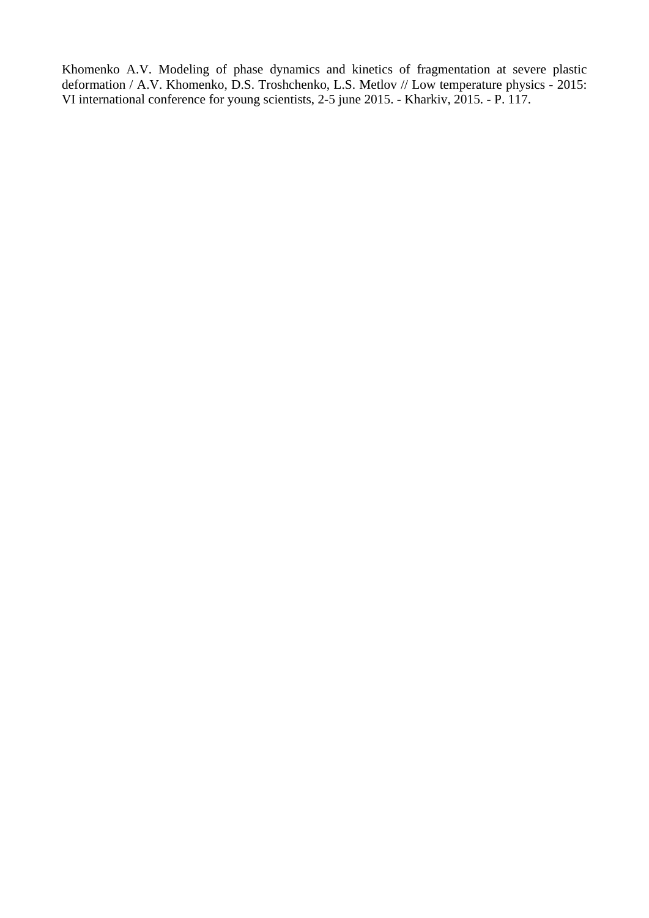Khomenko A.V. Modeling of phase dynamics and kinetics of fragmentation at severe plastic deformation / A.V. Khomenko, D.S. Troshchenko, L.S. Metlov // Low temperature physics - 2015: VI international conference for young scientists, 2-5 june 2015. - Kharkiv, 2015. - P. 117.